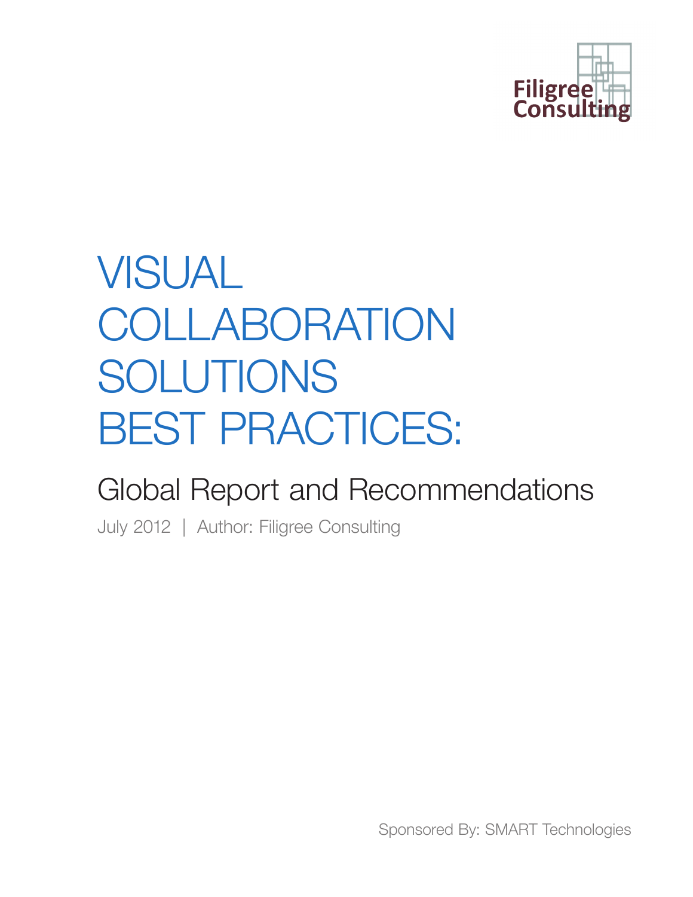Filigree Consulting

# VISUAL COLLABORATION SOLUTIONS BEST PRACTICES:

## Global Report and Recommendations

July 2012 | Author: Filigree Consulting

Sponsored By: SMART Technologies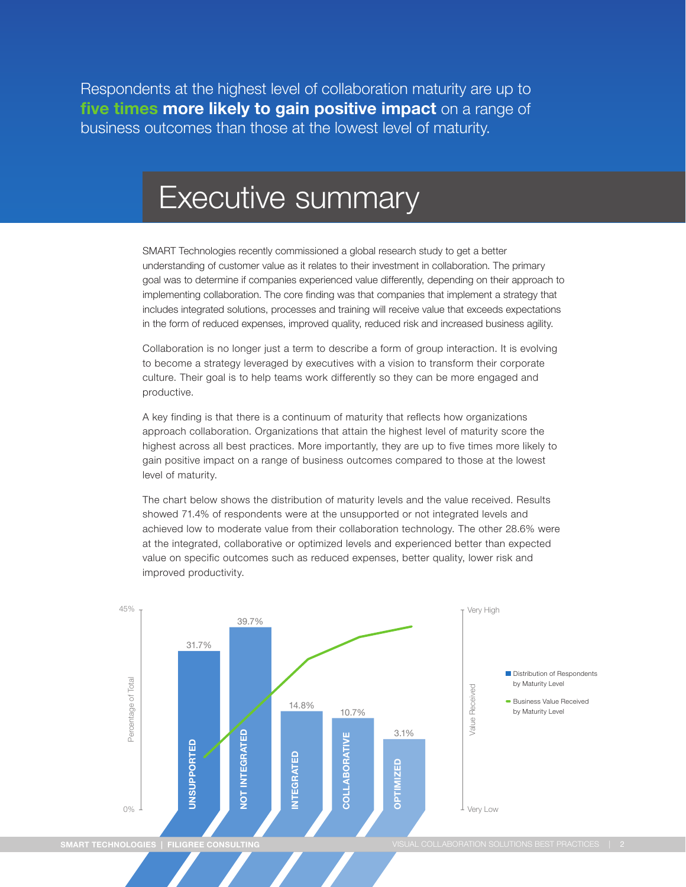Respondents at the highest level of collaboration maturity are up to **five times more likely to gain positive impact** on a range of business outcomes than those at the lowest level of maturity.

# Executive summary

SMART Technologies recently commissioned a global research study to get a better understanding of customer value as it relates to their investment in collaboration. The primary goal was to determine if companies experienced value differently, depending on their approach to implementing collaboration. The core finding was that companies that implement a strategy that includes integrated solutions, processes and training will receive value that exceeds expectations in the form of reduced expenses, improved quality, reduced risk and increased business agility.

Collaboration is no longer just a term to describe a form of group interaction. It is evolving to become a strategy leveraged by executives with a vision to transform their corporate culture. Their goal is to help teams work differently so they can be more engaged and productive.

A key finding is that there is a continuum of maturity that reflects how organizations approach collaboration. Organizations that attain the highest level of maturity score the highest across all best practices. More importantly, they are up to five times more likely to gain positive impact on a range of business outcomes compared to those at the lowest level of maturity.

The chart below shows the distribution of maturity levels and the value received. Results showed 71.4% of respondents were at the unsupported or not integrated levels and achieved low to moderate value from their collaboration technology. The other 28.6% were at the integrated, collaborative or optimized levels and experienced better than expected value on specific outcomes such as reduced expenses, better quality, lower risk and improved productivity.

| Maturity Level | Distribution of Respondents by Maturity Level (Percentage of Total) |
|---|---|
| UNSUPPORTED | 31.7% |
| NOT INTEGRATED | 39.7% |
| INTEGRATED | 14.8% |
| COLLABORATIVE | 10.7% |
| OPTIMIZED | 3.1% |

Business Value Received by Maturity Level (Value Received: Very Low to Very High)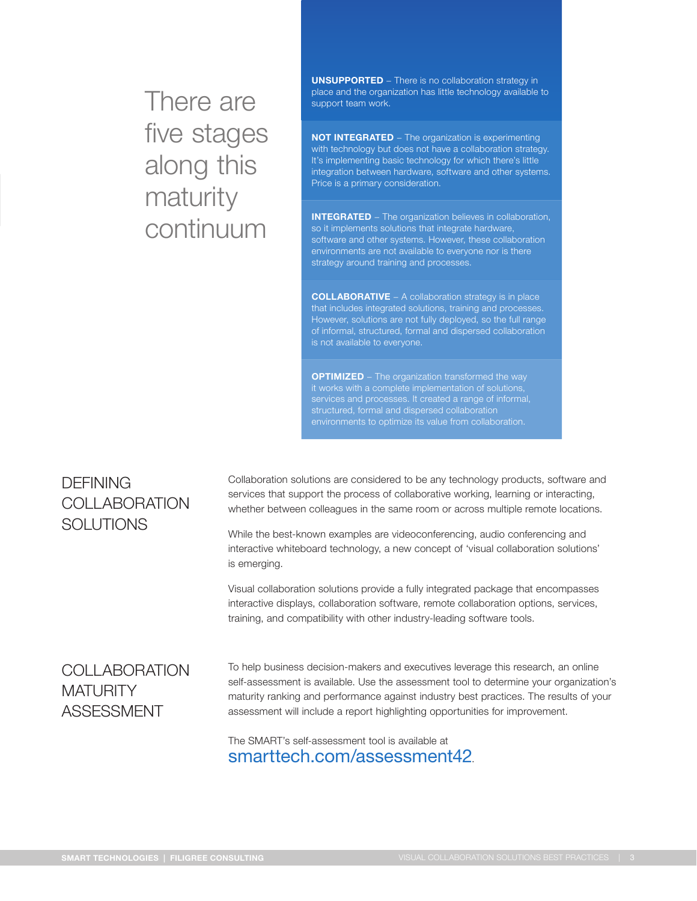There are five stages along this maturity continuum

**UNSUPPORTED** – There is no collaboration strategy in place and the organization has little technology available to support team work.

**NOT INTEGRATED** – The organization is experimenting with technology but does not have a collaboration strategy. It's implementing basic technology for which there's little integration between hardware, software and other systems. Price is a primary consideration.

**INTEGRATED** – The organization believes in collaboration, so it implements solutions that integrate hardware, software and other systems. However, these collaboration environments are not available to everyone nor is there strategy around training and processes.

**COLLABORATIVE** – A collaboration strategy is in place that includes integrated solutions, training and processes. However, solutions are not fully deployed, so the full range of informal, structured, formal and dispersed collaboration is not available to everyone.

**OPTIMIZED** – The organization transformed the way it works with a complete implementation of solutions, services and processes. It created a range of informal, structured, formal and dispersed collaboration environments to optimize its value from collaboration.

## DEFINING COLLABORATION SOLUTIONS

Collaboration solutions are considered to be any technology products, software and services that support the process of collaborative working, learning or interacting, whether between colleagues in the same room or across multiple remote locations.

While the best-known examples are videoconferencing, audio conferencing and interactive whiteboard technology, a new concept of 'visual collaboration solutions' is emerging.

Visual collaboration solutions provide a fully integrated package that encompasses interactive displays, collaboration software, remote collaboration options, services, training, and compatibility with other industry-leading software tools.

## COLLABORATION MATURITY ASSESSMENT

To help business decision-makers and executives leverage this research, an online self-assessment is available. Use the assessment tool to determine your organization's maturity ranking and performance against industry best practices. The results of your assessment will include a report highlighting opportunities for improvement.

The SMART's self-assessment tool is available at
smarttech.com/assessment42.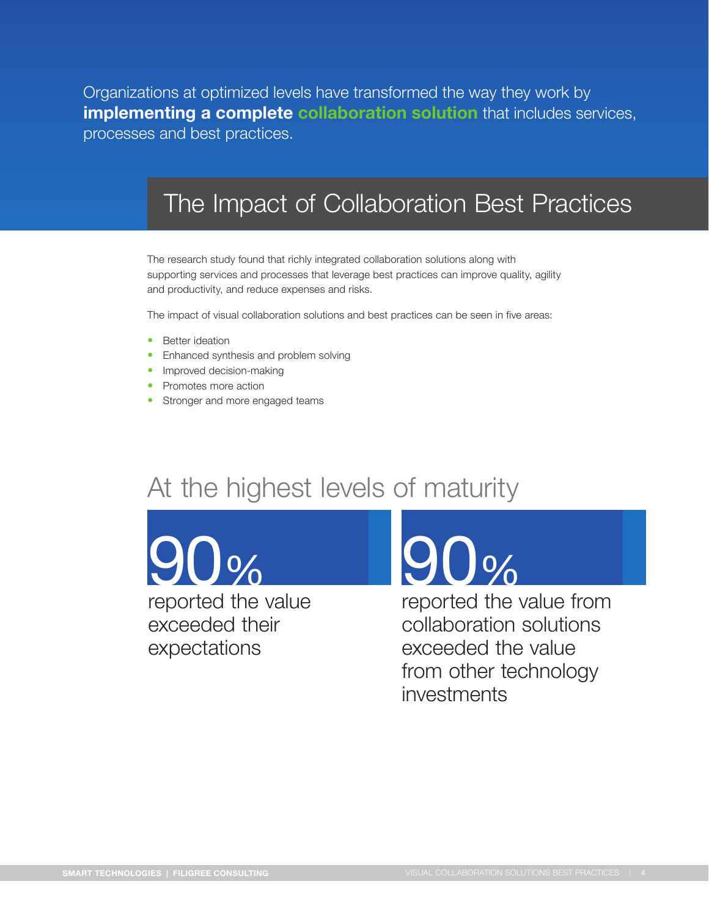Organizations at optimized levels have transformed the way they work by **implementing a complete collaboration solution** that includes services, processes and best practices.

# The Impact of Collaboration Best Practices

The research study found that richly integrated collaboration solutions along with supporting services and processes that leverage best practices can improve quality, agility and productivity, and reduce expenses and risks.

The impact of visual collaboration solutions and best practices can be seen in five areas:

- Better ideation
- Enhanced synthesis and problem solving
- Improved decision-making
- Promotes more action
- Stronger and more engaged teams

## At the highest levels of maturity

**90%** reported the value exceeded their expectations

**90%** reported the value from collaboration solutions exceeded the value from other technology investments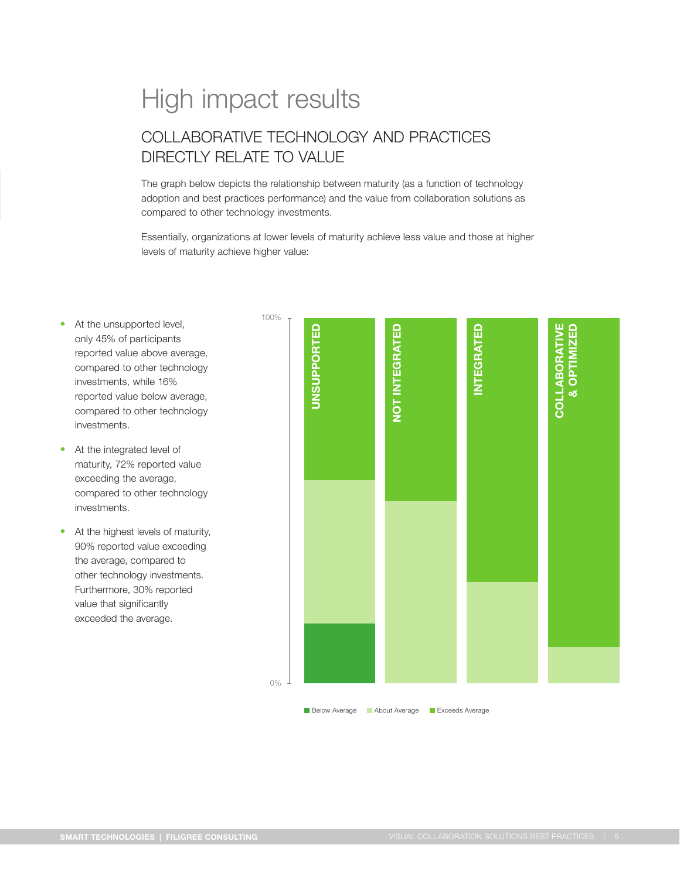# High impact results

## COLLABORATIVE TECHNOLOGY AND PRACTICES DIRECTLY RELATE TO VALUE

The graph below depicts the relationship between maturity (as a function of technology adoption and best practices performance) and the value from collaboration solutions as compared to other technology investments.

Essentially, organizations at lower levels of maturity achieve less value and those at higher levels of maturity achieve higher value:

- At the unsupported level, only 45% of participants reported value above average, compared to other technology investments, while 16% reported value below average, compared to other technology investments.
- At the integrated level of maturity, 72% reported value exceeding the average, compared to other technology investments.
- At the highest levels of maturity, 90% reported value exceeding the average, compared to other technology investments. Furthermore, 30% reported value that significantly exceeded the average.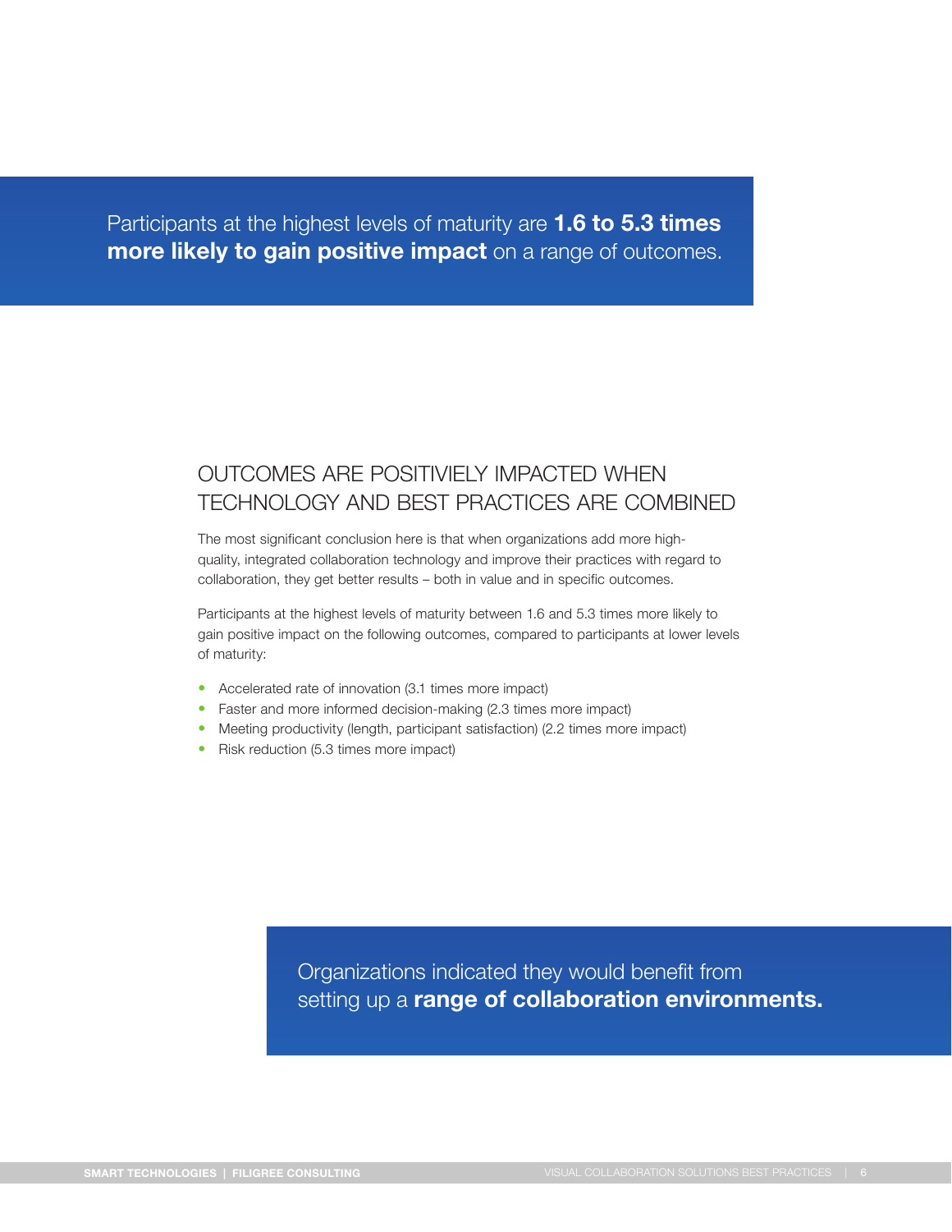Participants at the highest levels of maturity are **1.6 to 5.3 times more likely to gain positive impact** on a range of outcomes.

## OUTCOMES ARE POSITIVIELY IMPACTED WHEN TECHNOLOGY AND BEST PRACTICES ARE COMBINED

The most significant conclusion here is that when organizations add more high-quality, integrated collaboration technology and improve their practices with regard to collaboration, they get better results – both in value and in specific outcomes.

Participants at the highest levels of maturity between 1.6 and 5.3 times more likely to gain positive impact on the following outcomes, compared to participants at lower levels of maturity:

- Accelerated rate of innovation (3.1 times more impact)
- Faster and more informed decision-making (2.3 times more impact)
- Meeting productivity (length, participant satisfaction) (2.2 times more impact)
- Risk reduction (5.3 times more impact)

Organizations indicated they would benefit from setting up a **range of collaboration environments.**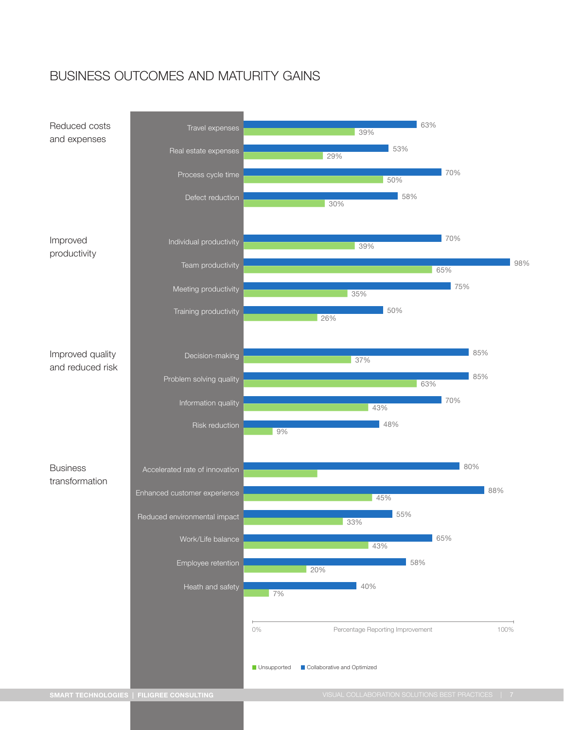# BUSINESS OUTCOMES AND MATURITY GAINS

| Category | Outcome | Collaborative and Optimized | Unsupported |
|---|---|---|---|
| Reduced costs and expenses | Travel expenses | 63% | 39% |
| | Real estate expenses | 53% | 29% |
| | Process cycle time | 70% | 50% |
| | Defect reduction | 58% | 30% |
| Improved productivity | Individual productivity | 70% | 39% |
| | Team productivity | 98% | 65% |
| | Meeting productivity | 75% | 35% |
| | Training productivity | 50% | 26% |
| Improved quality and reduced risk | Decision-making | 85% | 37% |
| | Problem solving quality | 85% | 63% |
| | Information quality | 70% | 43% |
| | Risk reduction | 48% | 9% |
| Business transformation | Accelerated rate of innovation | 80% | |
| | Enhanced customer experience | 88% | 45% |
| | Reduced environmental impact | 55% | 33% |
| | Work/Life balance | 65% | 43% |
| | Employee retention | 58% | 20% |
| | Heath and safety | 40% | 7% |

Percentage Reporting Improvement (0% – 100%)

Unsupported | Collaborative and Optimized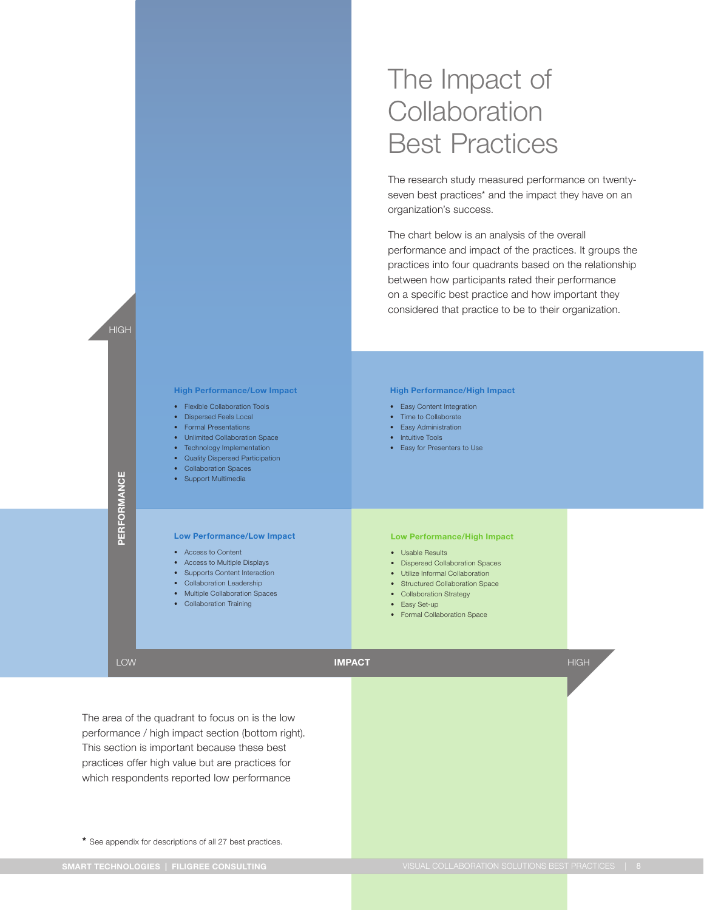# The Impact of Collaboration Best Practices

The research study measured performance on twenty-seven best practices* and the impact they have on an organization's success.

The chart below is an analysis of the overall performance and impact of the practices. It groups the practices into four quadrants based on the relationship between how participants rated their performance on a specific best practice and how important they considered that practice to be to their organization.

PERFORMANCE (LOW – HIGH) / IMPACT (LOW – HIGH)

**High Performance/Low Impact**

- Flexible Collaboration Tools
- Dispersed Feels Local
- Formal Presentations
- Unlimited Collaboration Space
- Technology Implementation
- Quality Dispersed Participation
- Collaboration Spaces
- Support Multimedia

**High Performance/High Impact**

- Easy Content Integration
- Time to Collaborate
- Easy Administration
- Intuitive Tools
- Easy for Presenters to Use

**Low Performance/Low Impact**

- Access to Content
- Access to Multiple Displays
- Supports Content Interaction
- Collaboration Leadership
- Multiple Collaboration Spaces
- Collaboration Training

**Low Performance/High Impact**

- Usable Results
- Dispersed Collaboration Spaces
- Utilize Informal Collaboration
- Structured Collaboration Space
- Collaboration Strategy
- Easy Set-up
- Formal Collaboration Space

The area of the quadrant to focus on is the low performance / high impact section (bottom right). This section is important because these best practices offer high value but are practices for which respondents reported low performance

* See appendix for descriptions of all 27 best practices.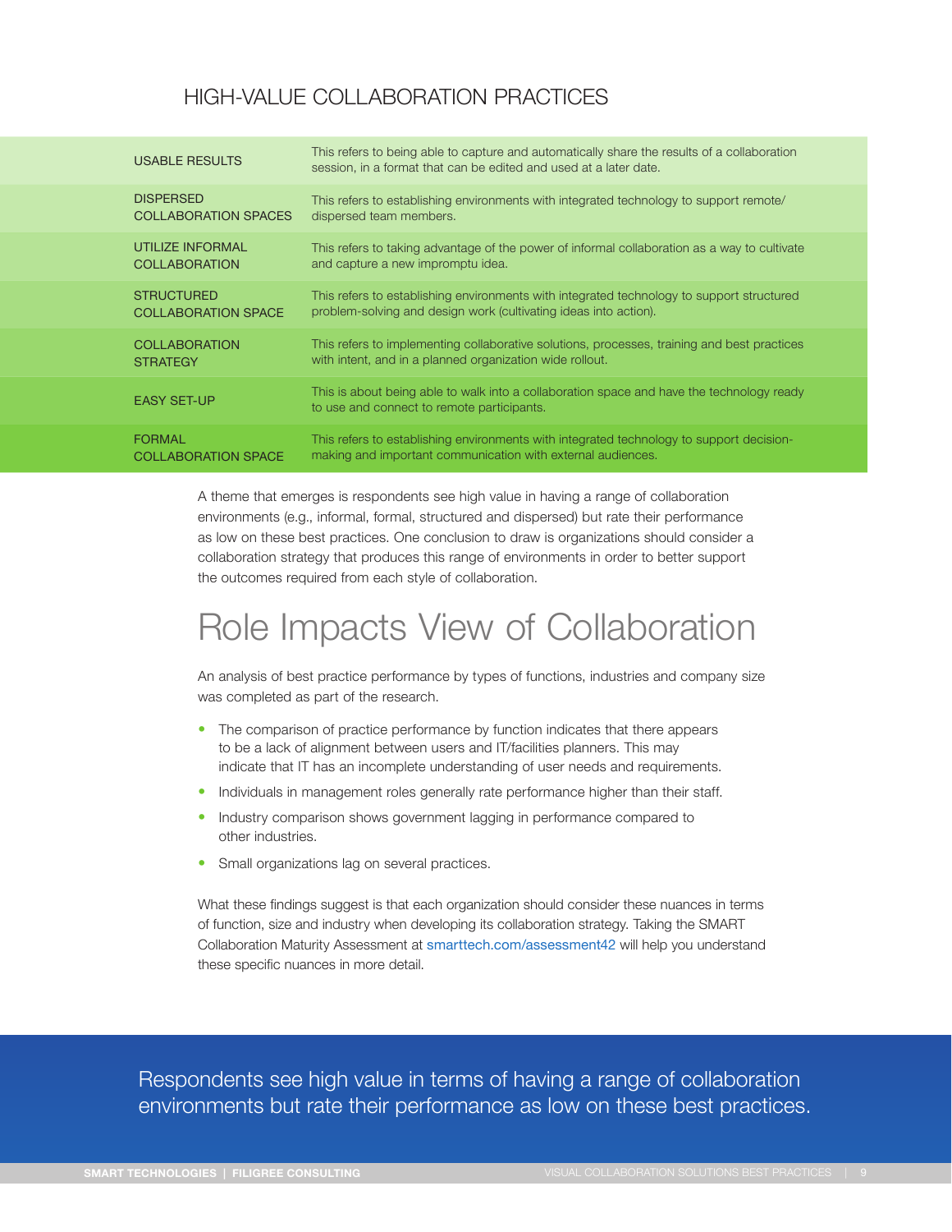## HIGH-VALUE COLLABORATION PRACTICES

| | |
|---|---|
| USABLE RESULTS | This refers to being able to capture and automatically share the results of a collaboration session, in a format that can be edited and used at a later date. |
| DISPERSED COLLABORATION SPACES | This refers to establishing environments with integrated technology to support remote/dispersed team members. |
| UTILIZE INFORMAL COLLABORATION | This refers to taking advantage of the power of informal collaboration as a way to cultivate and capture a new impromptu idea. |
| STRUCTURED COLLABORATION SPACE | This refers to establishing environments with integrated technology to support structured problem-solving and design work (cultivating ideas into action). |
| COLLABORATION STRATEGY | This refers to implementing collaborative solutions, processes, training and best practices with intent, and in a planned organization wide rollout. |
| EASY SET-UP | This is about being able to walk into a collaboration space and have the technology ready to use and connect to remote participants. |
| FORMAL COLLABORATION SPACE | This refers to establishing environments with integrated technology to support decision-making and important communication with external audiences. |

A theme that emerges is respondents see high value in having a range of collaboration environments (e.g., informal, formal, structured and dispersed) but rate their performance as low on these best practices. One conclusion to draw is organizations should consider a collaboration strategy that produces this range of environments in order to better support the outcomes required from each style of collaboration.

# Role Impacts View of Collaboration

An analysis of best practice performance by types of functions, industries and company size was completed as part of the research.

- The comparison of practice performance by function indicates that there appears to be a lack of alignment between users and IT/facilities planners. This may indicate that IT has an incomplete understanding of user needs and requirements.
- Individuals in management roles generally rate performance higher than their staff.
- Industry comparison shows government lagging in performance compared to other industries.
- Small organizations lag on several practices.

What these findings suggest is that each organization should consider these nuances in terms of function, size and industry when developing its collaboration strategy. Taking the SMART Collaboration Maturity Assessment at smarttech.com/assessment42 will help you understand these specific nuances in more detail.

Respondents see high value in terms of having a range of collaboration environments but rate their performance as low on these best practices.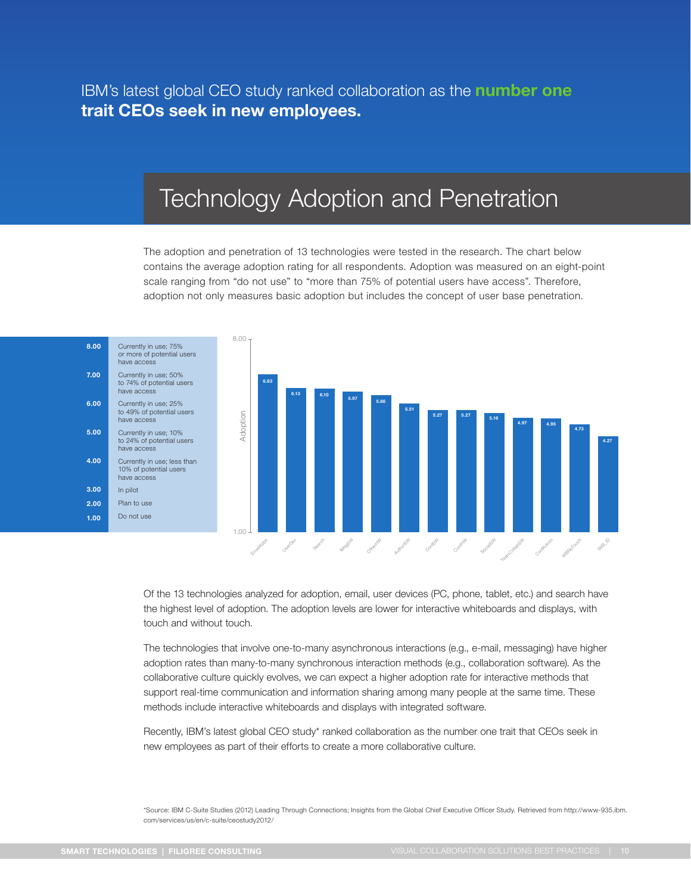IBM's latest global CEO study ranked collaboration as the **number one trait CEOs seek in new employees.**

# Technology Adoption and Penetration

The adoption and penetration of 13 technologies were tested in the research. The chart below contains the average adoption rating for all respondents. Adoption was measured on an eight-point scale ranging from "do not use" to "more than 75% of potential users have access". Therefore, adoption not only measures basic adoption but includes the concept of user base penetration.

| Score | Description |
|---|---|
| **8.00** | Currently in use; 75% or more of potential users have access |
| **7.00** | Currently in use; 50% to 74% of potential users have access |
| **6.00** | Currently in use; 25% to 49% of potential users have access |
| **5.00** | Currently in use; 10% to 24% of potential users have access |
| **4.00** | Currently in use; less than 10% of potential users have access |
| **3.00** | In pilot |
| **2.00** | Plan to use |
| **1.00** | Do not use |

| Technology | Adoption |
|---|---|
| EmailApps | 6.83 |
| UserDev | 6.13 |
| Search | 6.10 |
| IMsgSW | 5.97 |
| OtherHW | 5.86 |
| AuthorSW | 5.51 |
| ConfSW | 5.27 |
| ConfHW | 5.27 |
| SocialSW | 5.16 |
| TeamCollabSW | 4.97 |
| ConfAdmin | 4.95 |
| IWBNoTouch | 4.73 |
| IWB_ID | 4.27 |

Of the 13 technologies analyzed for adoption, email, user devices (PC, phone, tablet, etc.) and search have the highest level of adoption. The adoption levels are lower for interactive whiteboards and displays, with touch and without touch.

The technologies that involve one-to-many asynchronous interactions (e.g., e-mail, messaging) have higher adoption rates than many-to-many synchronous interaction methods (e.g., collaboration software). As the collaborative culture quickly evolves, we can expect a higher adoption rate for interactive methods that support real-time communication and information sharing among many people at the same time. These methods include interactive whiteboards and displays with integrated software.

Recently, IBM's latest global CEO study* ranked collaboration as the number one trait that CEOs seek in new employees as part of their efforts to create a more collaborative culture.

*Source: IBM C-Suite Studies (2012) Leading Through Connections; Insights from the Global Chief Executive Officer Study. Retrieved from http://www-935.ibm.com/services/us/en/c-suite/ceostudy2012/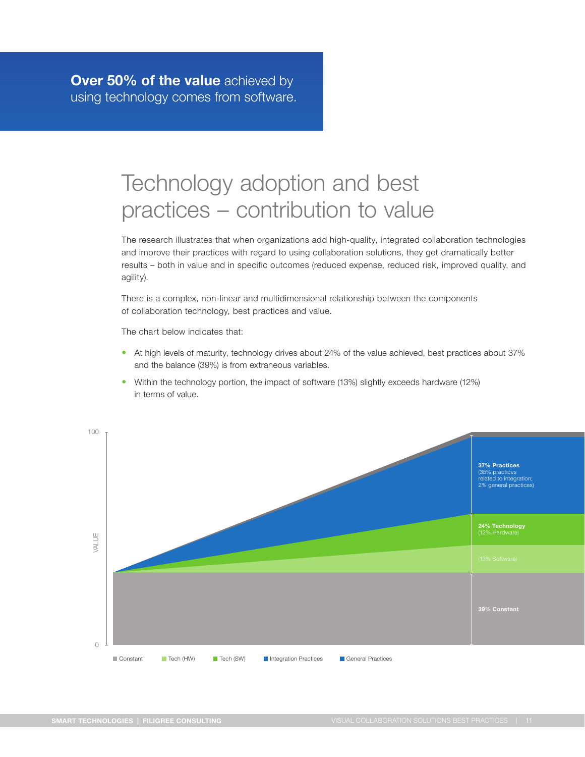**Over 50% of the value** achieved by using technology comes from software.

# Technology adoption and best practices – contribution to value

The research illustrates that when organizations add high-quality, integrated collaboration technologies and improve their practices with regard to using collaboration solutions, they get dramatically better results – both in value and in specific outcomes (reduced expense, reduced risk, improved quality, and agility).

There is a complex, non-linear and multidimensional relationship between the components of collaboration technology, best practices and value.

The chart below indicates that:

- At high levels of maturity, technology drives about 24% of the value achieved, best practices about 37% and the balance (39%) is from extraneous variables.
- Within the technology portion, the impact of software (13%) slightly exceeds hardware (12%) in terms of value.

100

VALUE

0

**37% Practices** (35% practices related to integration; 2% general practices)

**24% Technology** (12% Hardware)

(13% Software)

**39% Constant**

Constant | Tech (HW) | Tech (SW) | Integration Practices | General Practices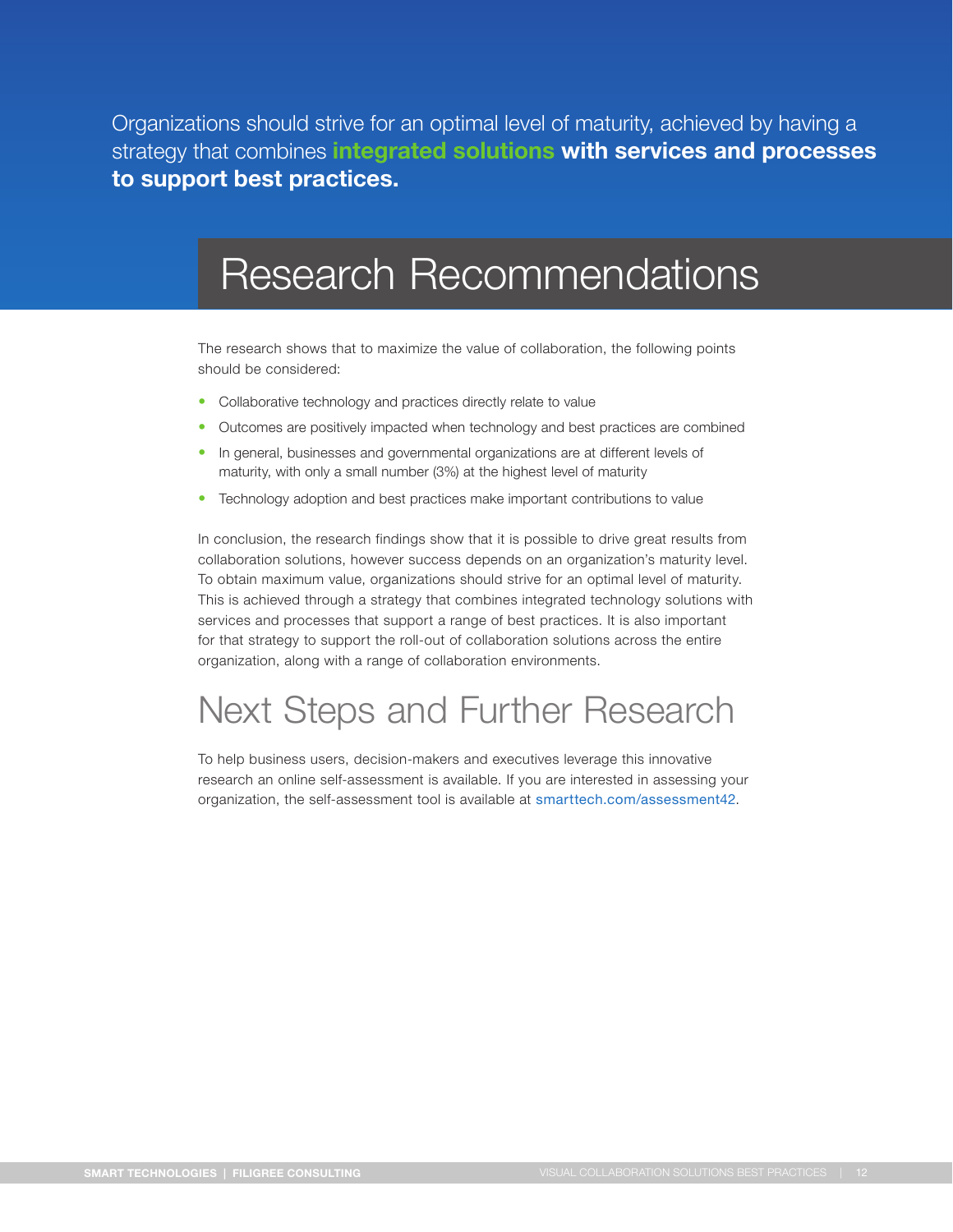Organizations should strive for an optimal level of maturity, achieved by having a strategy that combines **integrated solutions with services and processes to support best practices.**

# Research Recommendations

The research shows that to maximize the value of collaboration, the following points should be considered:

- Collaborative technology and practices directly relate to value
- Outcomes are positively impacted when technology and best practices are combined
- In general, businesses and governmental organizations are at different levels of maturity, with only a small number (3%) at the highest level of maturity
- Technology adoption and best practices make important contributions to value

In conclusion, the research findings show that it is possible to drive great results from collaboration solutions, however success depends on an organization's maturity level. To obtain maximum value, organizations should strive for an optimal level of maturity. This is achieved through a strategy that combines integrated technology solutions with services and processes that support a range of best practices. It is also important for that strategy to support the roll-out of collaboration solutions across the entire organization, along with a range of collaboration environments.

# Next Steps and Further Research

To help business users, decision-makers and executives leverage this innovative research an online self-assessment is available. If you are interested in assessing your organization, the self-assessment tool is available at smarttech.com/assessment42.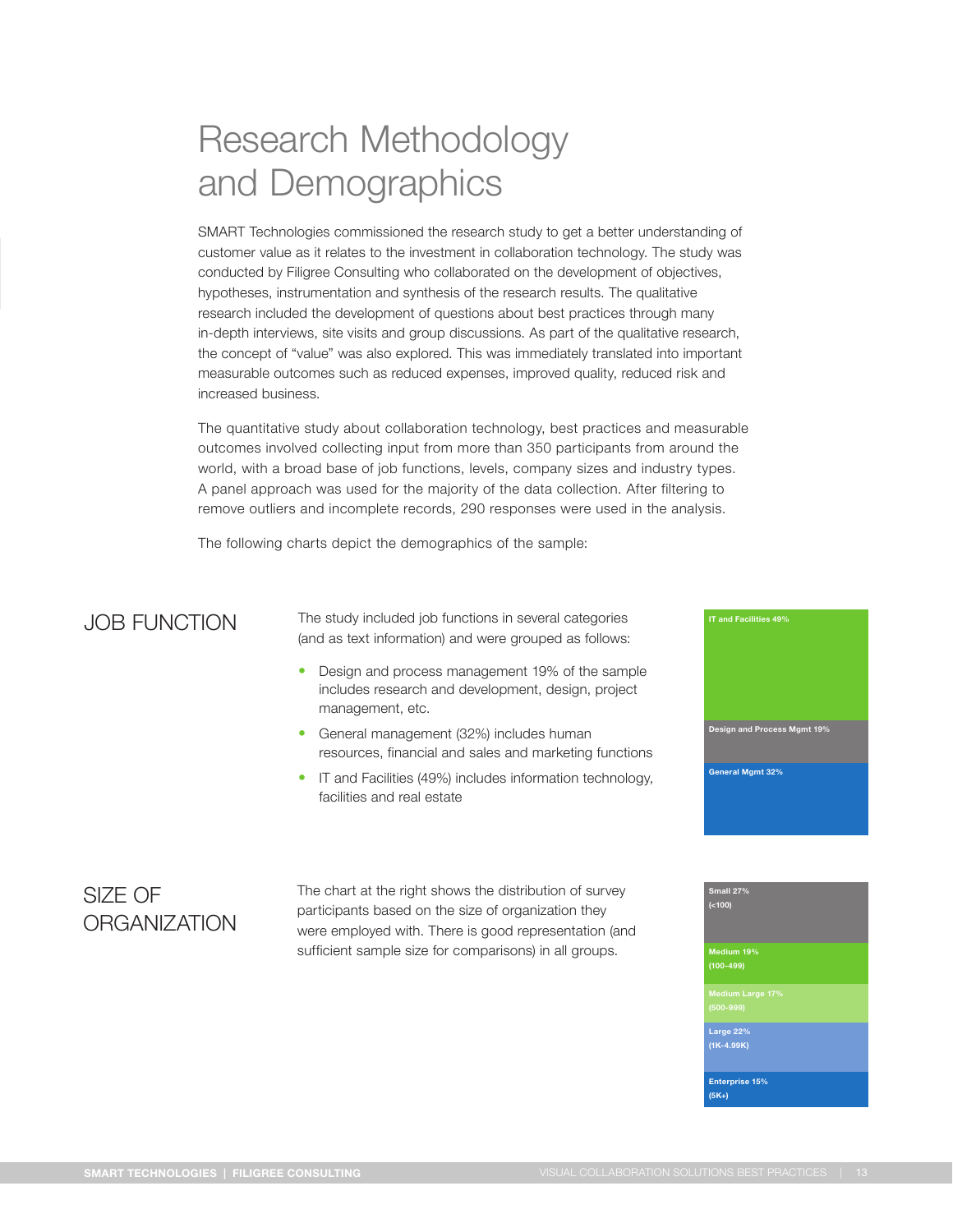# Research Methodology and Demographics

SMART Technologies commissioned the research study to get a better understanding of customer value as it relates to the investment in collaboration technology. The study was conducted by Filigree Consulting who collaborated on the development of objectives, hypotheses, instrumentation and synthesis of the research results. The qualitative research included the development of questions about best practices through many in-depth interviews, site visits and group discussions. As part of the qualitative research, the concept of "value" was also explored. This was immediately translated into important measurable outcomes such as reduced expenses, improved quality, reduced risk and increased business.

The quantitative study about collaboration technology, best practices and measurable outcomes involved collecting input from more than 350 participants from around the world, with a broad base of job functions, levels, company sizes and industry types. A panel approach was used for the majority of the data collection. After filtering to remove outliers and incomplete records, 290 responses were used in the analysis.

The following charts depict the demographics of the sample:

## JOB FUNCTION

The study included job functions in several categories (and as text information) and were grouped as follows:

- Design and process management 19% of the sample includes research and development, design, project management, etc.
- General management (32%) includes human resources, financial and sales and marketing functions
- IT and Facilities (49%) includes information technology, facilities and real estate

| Job Function | Share |
| --- | --- |
| IT and Facilities | 49% |
| Design and Process Mgmt | 19% |
| General Mgmt | 32% |

## SIZE OF ORGANIZATION

The chart at the right shows the distribution of survey participants based on the size of organization they were employed with. There is good representation (and sufficient sample size for comparisons) in all groups.

| Size of Organization | Share |
| --- | --- |
| Small (<100) | 27% |
| Medium (100-499) | 19% |
| Medium Large (500-999) | 17% |
| Large (1K-4.99K) | 22% |
| Enterprise (5K+) | 15% |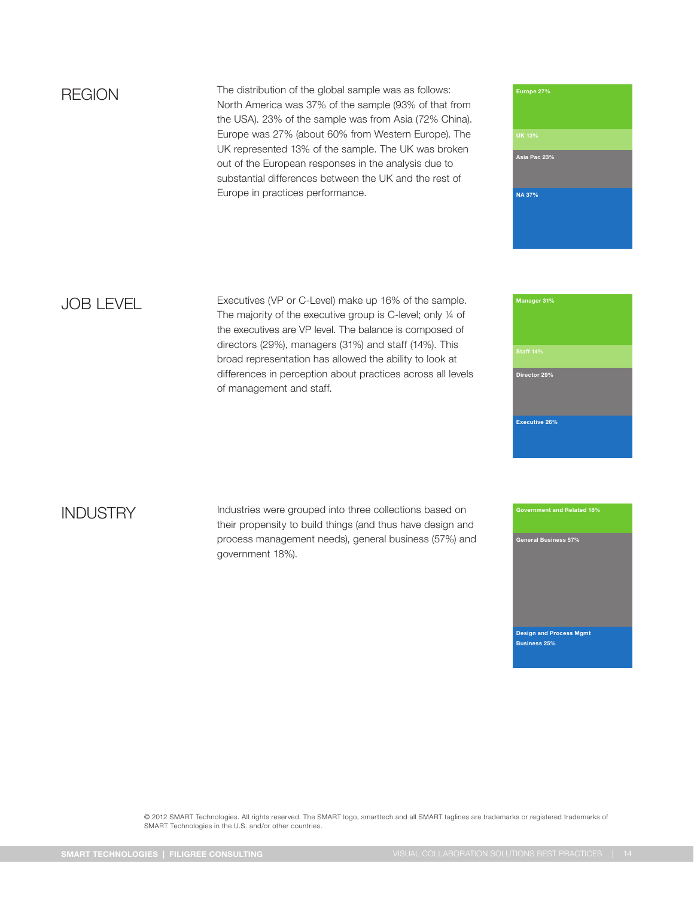## REGION

The distribution of the global sample was as follows: North America was 37% of the sample (93% of that from the USA). 23% of the sample was from Asia (72% China). Europe was 27% (about 60% from Western Europe). The UK represented 13% of the sample. The UK was broken out of the European responses in the analysis due to substantial differences between the UK and the rest of Europe in practices performance.

Europe 27%

UK 13%

Asia Pac 23%

NA 37%

## JOB LEVEL

Executives (VP or C-Level) make up 16% of the sample. The majority of the executive group is C-level; only ¼ of the executives are VP level. The balance is composed of directors (29%), managers (31%) and staff (14%). This broad representation has allowed the ability to look at differences in perception about practices across all levels of management and staff.

Manager 31%

Staff 14%

Director 29%

Executive 26%

## INDUSTRY

Industries were grouped into three collections based on their propensity to build things (and thus have design and process management needs), general business (57%) and government 18%).

Government and Related 18%

General Business 57%

Design and Process Mgmt Business 25%

© 2012 SMART Technologies. All rights reserved. The SMART logo, smarttech and all SMART taglines are trademarks or registered trademarks of SMART Technologies in the U.S. and/or other countries.